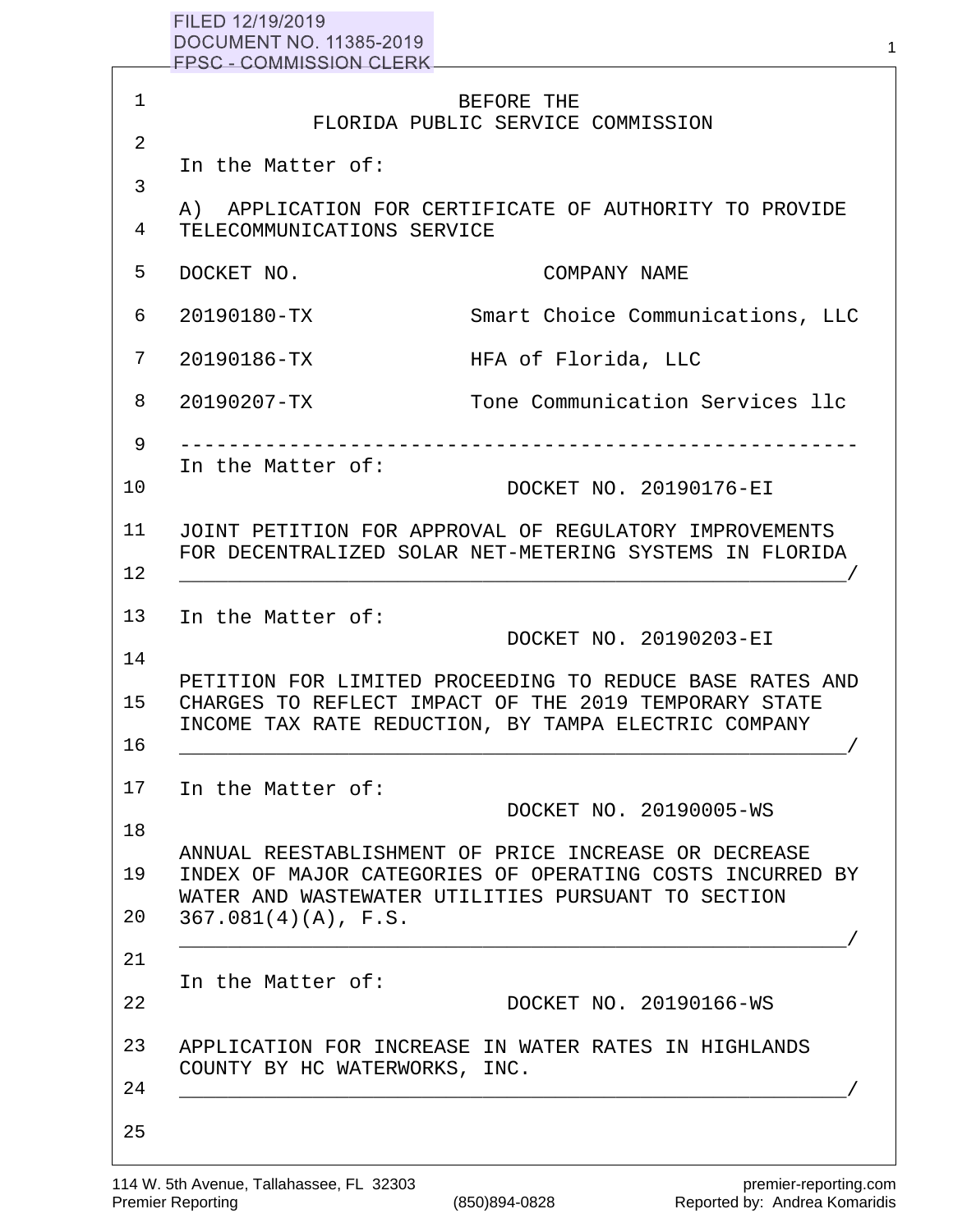FILED 12/19/2019
DOCUMENT NO. 11385-2019
FPSC - COMMISSION CLERK

BEFORE THE
FLORIDA PUBLIC SERVICE COMMISSION

In the Matter of:

A) APPLICATION FOR CERTIFICATE OF AUTHORITY TO PROVIDE TELECOMMUNICATIONS SERVICE

| DOCKET NO. | COMPANY NAME |
|---|---|
| 20190180-TX | Smart Choice Communications, LLC |
| 20190186-TX | HFA of Florida, LLC |
| 20190207-TX | Tone Communication Services llc |

---

In the Matter of:

DOCKET NO. 20190176-EI

JOINT PETITION FOR APPROVAL OF REGULATORY IMPROVEMENTS FOR DECENTRALIZED SOLAR NET-METERING SYSTEMS IN FLORIDA
_______________________________________________________/

In the Matter of:

DOCKET NO. 20190203-EI

PETITION FOR LIMITED PROCEEDING TO REDUCE BASE RATES AND CHARGES TO REFLECT IMPACT OF THE 2019 TEMPORARY STATE INCOME TAX RATE REDUCTION, BY TAMPA ELECTRIC COMPANY
_______________________________________________________/

In the Matter of:

DOCKET NO. 20190005-WS

ANNUAL REESTABLISHMENT OF PRICE INCREASE OR DECREASE INDEX OF MAJOR CATEGORIES OF OPERATING COSTS INCURRED BY WATER AND WASTEWATER UTILITIES PURSUANT TO SECTION 367.081(4)(A), F.S.
_______________________________________________________/

In the Matter of:

DOCKET NO. 20190166-WS

APPLICATION FOR INCREASE IN WATER RATES IN HIGHLANDS COUNTY BY HC WATERWORKS, INC.
_______________________________________________________/

114 W. 5th Avenue, Tallahassee, FL 32303
Premier Reporting
(850)894-0828
premier-reporting.com
Reported by: Andrea Komaridis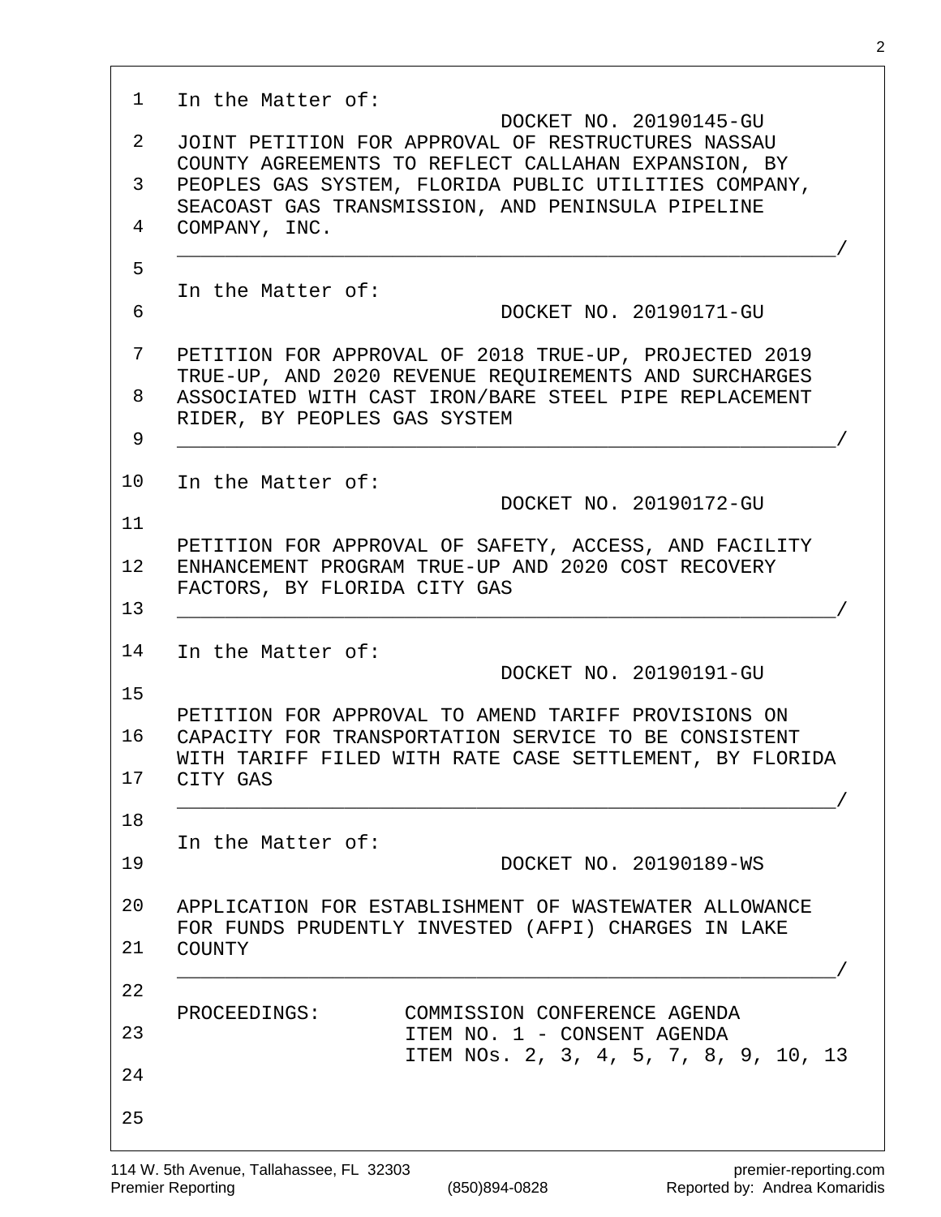In the Matter of:

DOCKET NO. 20190145-GU

JOINT PETITION FOR APPROVAL OF RESTRUCTURES NASSAU COUNTY AGREEMENTS TO REFLECT CALLAHAN EXPANSION, BY PEOPLES GAS SYSTEM, FLORIDA PUBLIC UTILITIES COMPANY, SEACOAST GAS TRANSMISSION, AND PENINSULA PIPELINE COMPANY, INC.

_______________________________________________________/

In the Matter of:

DOCKET NO. 20190171-GU

PETITION FOR APPROVAL OF 2018 TRUE-UP, PROJECTED 2019 TRUE-UP, AND 2020 REVENUE REQUIREMENTS AND SURCHARGES ASSOCIATED WITH CAST IRON/BARE STEEL PIPE REPLACEMENT RIDER, BY PEOPLES GAS SYSTEM

_______________________________________________________/

In the Matter of:

DOCKET NO. 20190172-GU

PETITION FOR APPROVAL OF SAFETY, ACCESS, AND FACILITY ENHANCEMENT PROGRAM TRUE-UP AND 2020 COST RECOVERY FACTORS, BY FLORIDA CITY GAS

_______________________________________________________/

In the Matter of:

DOCKET NO. 20190191-GU

PETITION FOR APPROVAL TO AMEND TARIFF PROVISIONS ON CAPACITY FOR TRANSPORTATION SERVICE TO BE CONSISTENT WITH TARIFF FILED WITH RATE CASE SETTLEMENT, BY FLORIDA CITY GAS

_______________________________________________________/

In the Matter of:

DOCKET NO. 20190189-WS

APPLICATION FOR ESTABLISHMENT OF WASTEWATER ALLOWANCE FOR FUNDS PRUDENTLY INVESTED (AFPI) CHARGES IN LAKE COUNTY

_______________________________________________________/

PROCEEDINGS: COMMISSION CONFERENCE AGENDA
ITEM NO. 1 - CONSENT AGENDA
ITEM NOs. 2, 3, 4, 5, 7, 8, 9, 10, 13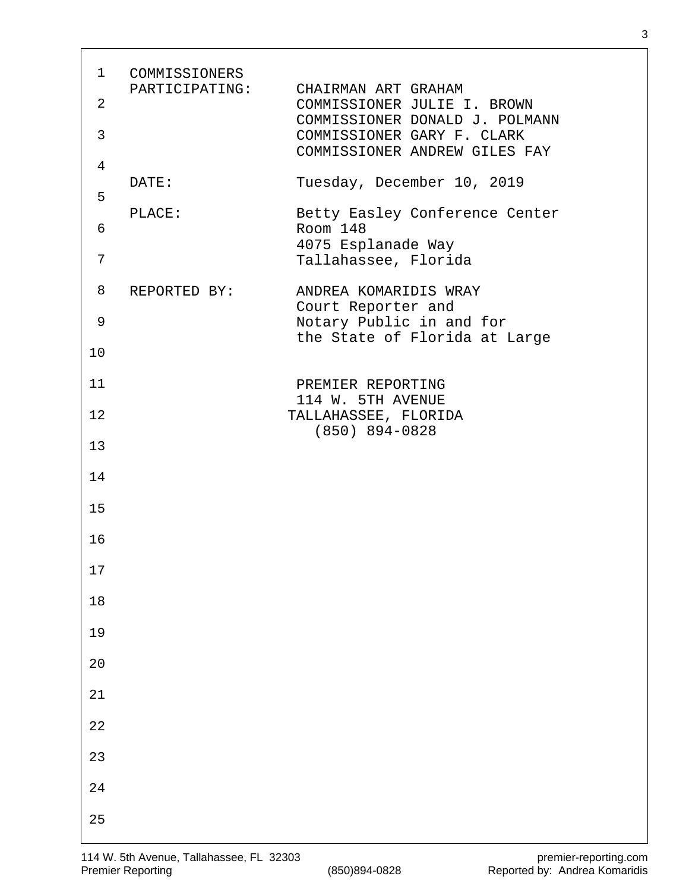COMMISSIONERS PARTICIPATING: CHAIRMAN ART GRAHAM
COMMISSIONER JULIE I. BROWN
COMMISSIONER DONALD J. POLMANN
COMMISSIONER GARY F. CLARK
COMMISSIONER ANDREW GILES FAY

DATE: Tuesday, December 10, 2019

PLACE: Betty Easley Conference Center
Room 148
4075 Esplanade Way
Tallahassee, Florida

REPORTED BY: ANDREA KOMARIDIS WRAY
Court Reporter and
Notary Public in and for
the State of Florida at Large

PREMIER REPORTING
114 W. 5TH AVENUE
TALLAHASSEE, FLORIDA
(850) 894-0828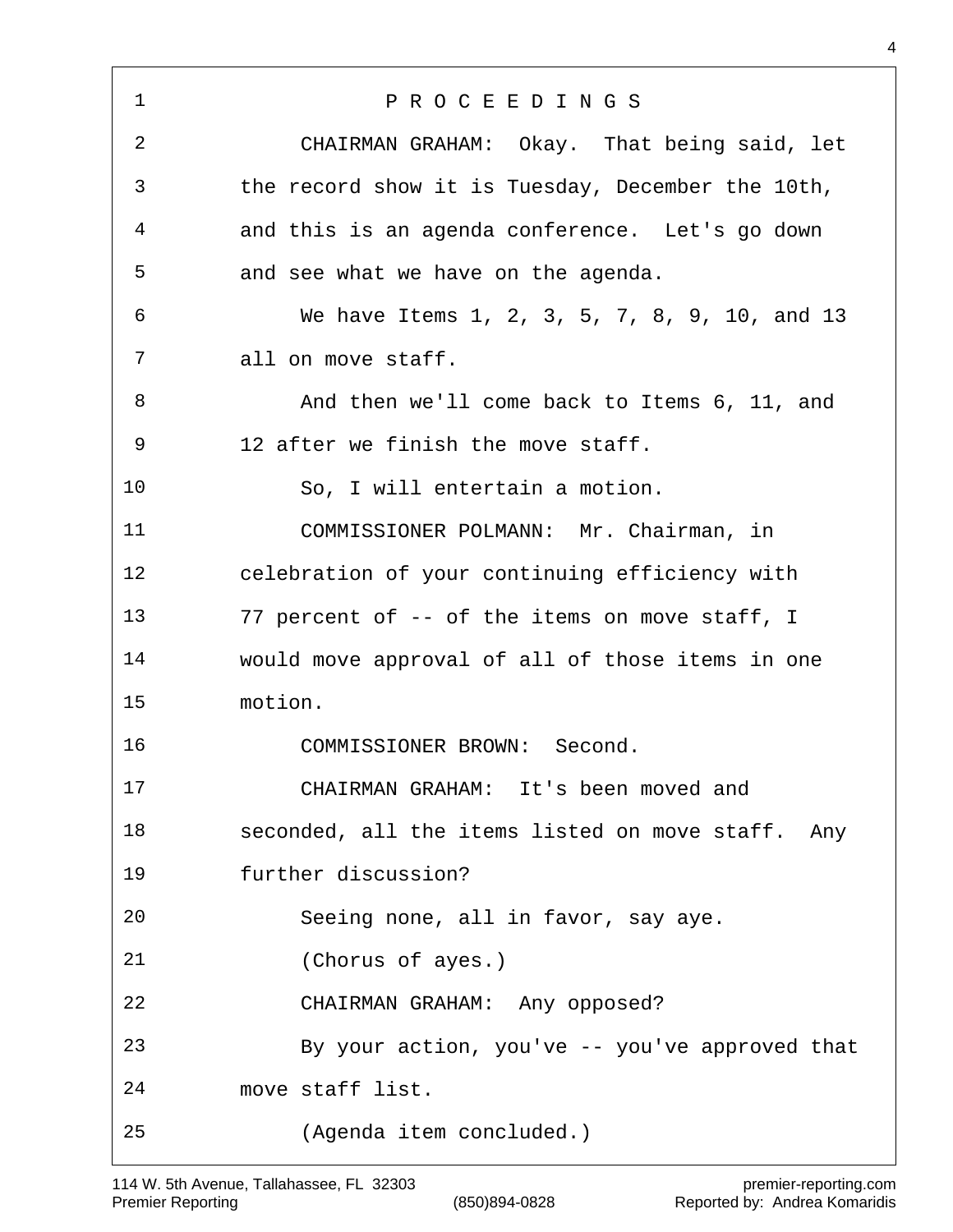P R O C E E D I N G S

CHAIRMAN GRAHAM: Okay. That being said, let the record show it is Tuesday, December the 10th, and this is an agenda conference. Let's go down and see what we have on the agenda.

We have Items 1, 2, 3, 5, 7, 8, 9, 10, and 13 all on move staff.

And then we'll come back to Items 6, 11, and 12 after we finish the move staff.

So, I will entertain a motion.

COMMISSIONER POLMANN: Mr. Chairman, in celebration of your continuing efficiency with 77 percent of -- of the items on move staff, I would move approval of all of those items in one motion.

COMMISSIONER BROWN: Second.

CHAIRMAN GRAHAM: It's been moved and seconded, all the items listed on move staff. Any further discussion?

Seeing none, all in favor, say aye.

(Chorus of ayes.)

CHAIRMAN GRAHAM: Any opposed?

By your action, you've -- you've approved that move staff list.

(Agenda item concluded.)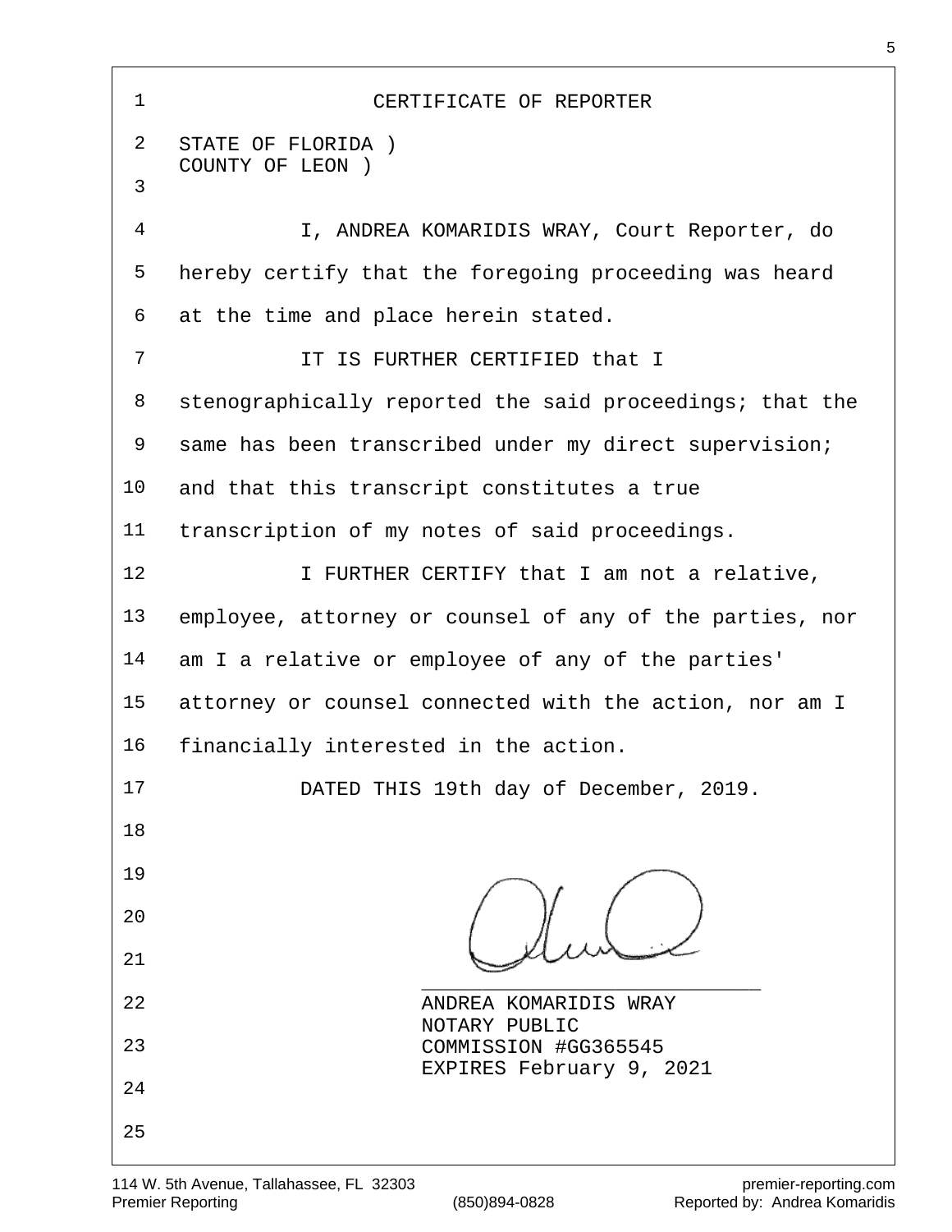# CERTIFICATE OF REPORTER

STATE OF FLORIDA )
COUNTY OF LEON )

I, ANDREA KOMARIDIS WRAY, Court Reporter, do hereby certify that the foregoing proceeding was heard at the time and place herein stated.

IT IS FURTHER CERTIFIED that I stenographically reported the said proceedings; that the same has been transcribed under my direct supervision; and that this transcript constitutes a true transcription of my notes of said proceedings.

I FURTHER CERTIFY that I am not a relative, employee, attorney or counsel of any of the parties, nor am I a relative or employee of any of the parties' attorney or counsel connected with the action, nor am I financially interested in the action.

DATED THIS 19th day of December, 2019.

\_\_\_\_\_\_\_\_\_\_\_\_\_\_\_\_\_\_\_\_\_\_\_\_\_\_\_\_\_\_

ANDREA KOMARIDIS WRAY
NOTARY PUBLIC
COMMISSION #GG365545
EXPIRES February 9, 2021